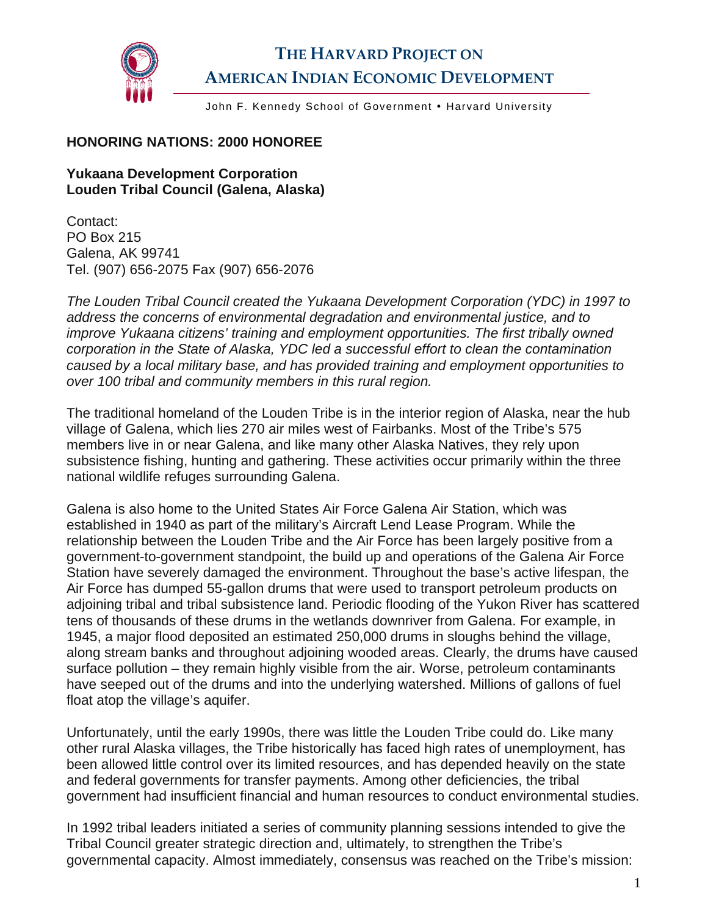# THE HARVARD PROJECT ON AMERICAN INDIAN ECONOMIC DEVELOPMENT

John F. Kennedy School of Government • Harvard University

**HONORING NATIONS: 2000 HONOREE**

**Yukaana Development Corporation**
**Louden Tribal Council (Galena, Alaska)**

Contact:
PO Box 215
Galena, AK 99741
Tel. (907) 656-2075 Fax (907) 656-2076

*The Louden Tribal Council created the Yukaana Development Corporation (YDC) in 1997 to address the concerns of environmental degradation and environmental justice, and to improve Yukaana citizens' training and employment opportunities. The first tribally owned corporation in the State of Alaska, YDC led a successful effort to clean the contamination caused by a local military base, and has provided training and employment opportunities to over 100 tribal and community members in this rural region.*

The traditional homeland of the Louden Tribe is in the interior region of Alaska, near the hub village of Galena, which lies 270 air miles west of Fairbanks. Most of the Tribe's 575 members live in or near Galena, and like many other Alaska Natives, they rely upon subsistence fishing, hunting and gathering. These activities occur primarily within the three national wildlife refuges surrounding Galena.

Galena is also home to the United States Air Force Galena Air Station, which was established in 1940 as part of the military's Aircraft Lend Lease Program. While the relationship between the Louden Tribe and the Air Force has been largely positive from a government-to-government standpoint, the build up and operations of the Galena Air Force Station have severely damaged the environment. Throughout the base's active lifespan, the Air Force has dumped 55-gallon drums that were used to transport petroleum products on adjoining tribal and tribal subsistence land. Periodic flooding of the Yukon River has scattered tens of thousands of these drums in the wetlands downriver from Galena. For example, in 1945, a major flood deposited an estimated 250,000 drums in sloughs behind the village, along stream banks and throughout adjoining wooded areas. Clearly, the drums have caused surface pollution – they remain highly visible from the air. Worse, petroleum contaminants have seeped out of the drums and into the underlying watershed. Millions of gallons of fuel float atop the village's aquifer.

Unfortunately, until the early 1990s, there was little the Louden Tribe could do. Like many other rural Alaska villages, the Tribe historically has faced high rates of unemployment, has been allowed little control over its limited resources, and has depended heavily on the state and federal governments for transfer payments. Among other deficiencies, the tribal government had insufficient financial and human resources to conduct environmental studies.

In 1992 tribal leaders initiated a series of community planning sessions intended to give the Tribal Council greater strategic direction and, ultimately, to strengthen the Tribe's governmental capacity. Almost immediately, consensus was reached on the Tribe's mission: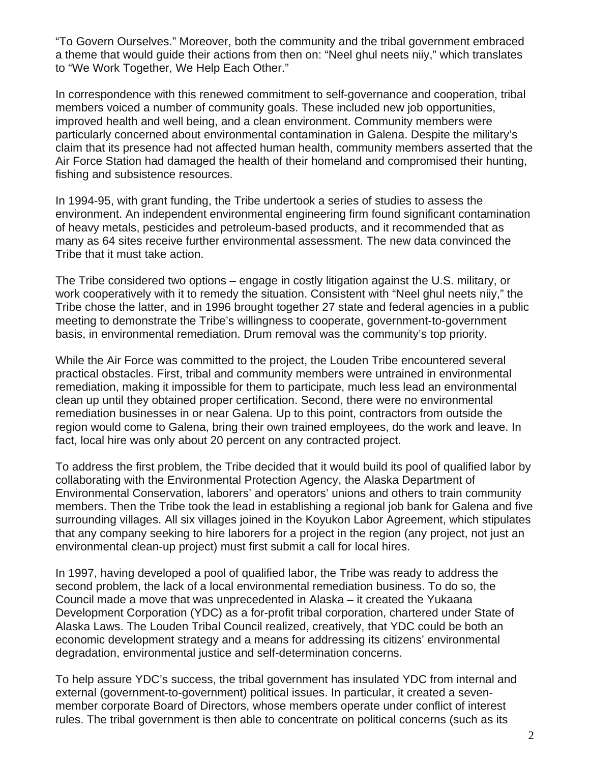"To Govern Ourselves." Moreover, both the community and the tribal government embraced a theme that would guide their actions from then on: "Neel ghul neets niiy," which translates to "We Work Together, We Help Each Other."

In correspondence with this renewed commitment to self-governance and cooperation, tribal members voiced a number of community goals. These included new job opportunities, improved health and well being, and a clean environment. Community members were particularly concerned about environmental contamination in Galena. Despite the military's claim that its presence had not affected human health, community members asserted that the Air Force Station had damaged the health of their homeland and compromised their hunting, fishing and subsistence resources.

In 1994-95, with grant funding, the Tribe undertook a series of studies to assess the environment. An independent environmental engineering firm found significant contamination of heavy metals, pesticides and petroleum-based products, and it recommended that as many as 64 sites receive further environmental assessment. The new data convinced the Tribe that it must take action.

The Tribe considered two options – engage in costly litigation against the U.S. military, or work cooperatively with it to remedy the situation. Consistent with "Neel ghul neets niiy," the Tribe chose the latter, and in 1996 brought together 27 state and federal agencies in a public meeting to demonstrate the Tribe's willingness to cooperate, government-to-government basis, in environmental remediation. Drum removal was the community's top priority.

While the Air Force was committed to the project, the Louden Tribe encountered several practical obstacles. First, tribal and community members were untrained in environmental remediation, making it impossible for them to participate, much less lead an environmental clean up until they obtained proper certification. Second, there were no environmental remediation businesses in or near Galena. Up to this point, contractors from outside the region would come to Galena, bring their own trained employees, do the work and leave. In fact, local hire was only about 20 percent on any contracted project.

To address the first problem, the Tribe decided that it would build its pool of qualified labor by collaborating with the Environmental Protection Agency, the Alaska Department of Environmental Conservation, laborers' and operators' unions and others to train community members. Then the Tribe took the lead in establishing a regional job bank for Galena and five surrounding villages. All six villages joined in the Koyukon Labor Agreement, which stipulates that any company seeking to hire laborers for a project in the region (any project, not just an environmental clean-up project) must first submit a call for local hires.

In 1997, having developed a pool of qualified labor, the Tribe was ready to address the second problem, the lack of a local environmental remediation business. To do so, the Council made a move that was unprecedented in Alaska – it created the Yukaana Development Corporation (YDC) as a for-profit tribal corporation, chartered under State of Alaska Laws. The Louden Tribal Council realized, creatively, that YDC could be both an economic development strategy and a means for addressing its citizens' environmental degradation, environmental justice and self-determination concerns.

To help assure YDC's success, the tribal government has insulated YDC from internal and external (government-to-government) political issues. In particular, it created a seven-member corporate Board of Directors, whose members operate under conflict of interest rules. The tribal government is then able to concentrate on political concerns (such as its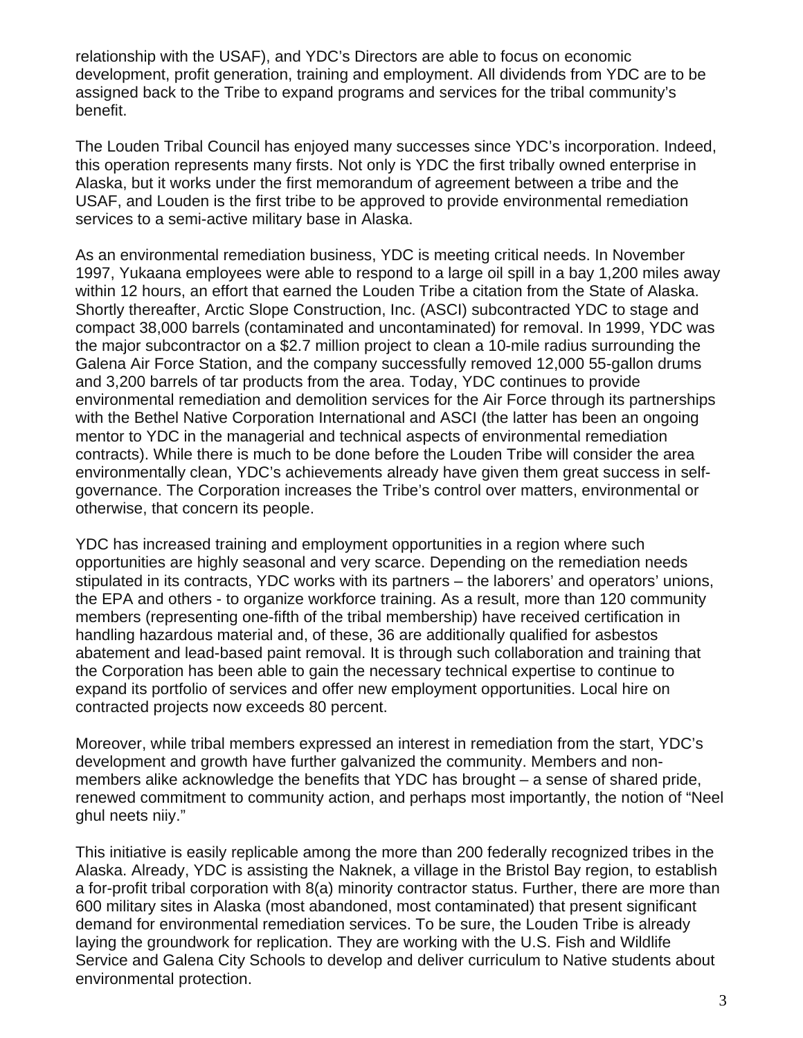relationship with the USAF), and YDC's Directors are able to focus on economic development, profit generation, training and employment. All dividends from YDC are to be assigned back to the Tribe to expand programs and services for the tribal community's benefit.

The Louden Tribal Council has enjoyed many successes since YDC's incorporation. Indeed, this operation represents many firsts. Not only is YDC the first tribally owned enterprise in Alaska, but it works under the first memorandum of agreement between a tribe and the USAF, and Louden is the first tribe to be approved to provide environmental remediation services to a semi-active military base in Alaska.

As an environmental remediation business, YDC is meeting critical needs. In November 1997, Yukaana employees were able to respond to a large oil spill in a bay 1,200 miles away within 12 hours, an effort that earned the Louden Tribe a citation from the State of Alaska. Shortly thereafter, Arctic Slope Construction, Inc. (ASCI) subcontracted YDC to stage and compact 38,000 barrels (contaminated and uncontaminated) for removal. In 1999, YDC was the major subcontractor on a $2.7 million project to clean a 10-mile radius surrounding the Galena Air Force Station, and the company successfully removed 12,000 55-gallon drums and 3,200 barrels of tar products from the area. Today, YDC continues to provide environmental remediation and demolition services for the Air Force through its partnerships with the Bethel Native Corporation International and ASCI (the latter has been an ongoing mentor to YDC in the managerial and technical aspects of environmental remediation contracts). While there is much to be done before the Louden Tribe will consider the area environmentally clean, YDC's achievements already have given them great success in self-governance. The Corporation increases the Tribe's control over matters, environmental or otherwise, that concern its people.

YDC has increased training and employment opportunities in a region where such opportunities are highly seasonal and very scarce. Depending on the remediation needs stipulated in its contracts, YDC works with its partners – the laborers' and operators' unions, the EPA and others - to organize workforce training. As a result, more than 120 community members (representing one-fifth of the tribal membership) have received certification in handling hazardous material and, of these, 36 are additionally qualified for asbestos abatement and lead-based paint removal. It is through such collaboration and training that the Corporation has been able to gain the necessary technical expertise to continue to expand its portfolio of services and offer new employment opportunities. Local hire on contracted projects now exceeds 80 percent.

Moreover, while tribal members expressed an interest in remediation from the start, YDC's development and growth have further galvanized the community. Members and non-members alike acknowledge the benefits that YDC has brought – a sense of shared pride, renewed commitment to community action, and perhaps most importantly, the notion of "Neel ghul neets niiy."

This initiative is easily replicable among the more than 200 federally recognized tribes in the Alaska. Already, YDC is assisting the Naknek, a village in the Bristol Bay region, to establish a for-profit tribal corporation with 8(a) minority contractor status. Further, there are more than 600 military sites in Alaska (most abandoned, most contaminated) that present significant demand for environmental remediation services. To be sure, the Louden Tribe is already laying the groundwork for replication. They are working with the U.S. Fish and Wildlife Service and Galena City Schools to develop and deliver curriculum to Native students about environmental protection.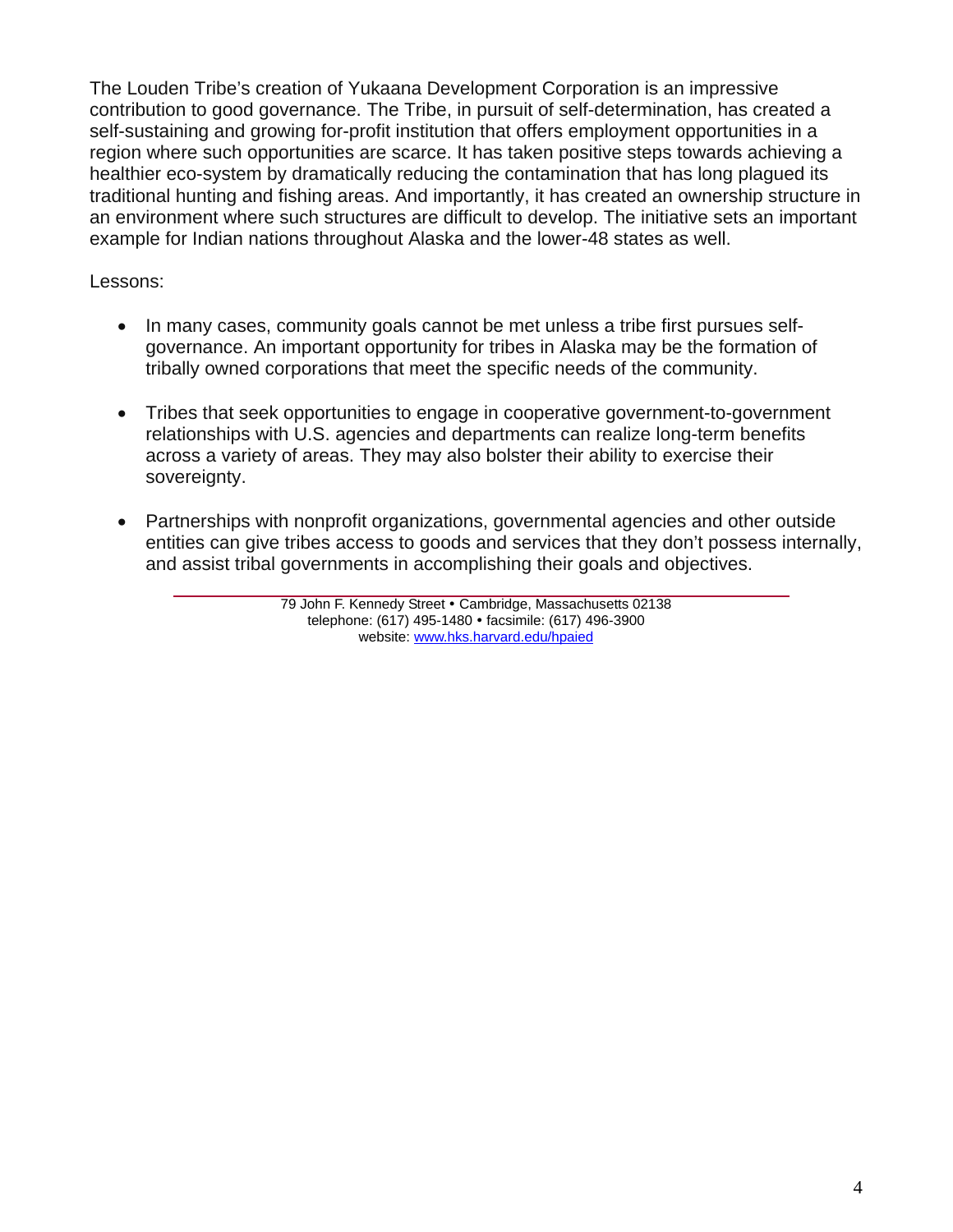The Louden Tribe's creation of Yukaana Development Corporation is an impressive contribution to good governance. The Tribe, in pursuit of self-determination, has created a self-sustaining and growing for-profit institution that offers employment opportunities in a region where such opportunities are scarce. It has taken positive steps towards achieving a healthier eco-system by dramatically reducing the contamination that has long plagued its traditional hunting and fishing areas. And importantly, it has created an ownership structure in an environment where such structures are difficult to develop. The initiative sets an important example for Indian nations throughout Alaska and the lower-48 states as well.

Lessons:

- In many cases, community goals cannot be met unless a tribe first pursues self-governance. An important opportunity for tribes in Alaska may be the formation of tribally owned corporations that meet the specific needs of the community.

- Tribes that seek opportunities to engage in cooperative government-to-government relationships with U.S. agencies and departments can realize long-term benefits across a variety of areas. They may also bolster their ability to exercise their sovereignty.

- Partnerships with nonprofit organizations, governmental agencies and other outside entities can give tribes access to goods and services that they don't possess internally, and assist tribal governments in accomplishing their goals and objectives.

79 John F. Kennedy Street • Cambridge, Massachusetts 02138
telephone: (617) 495-1480 • facsimile: (617) 496-3900
website: www.hks.harvard.edu/hpaied